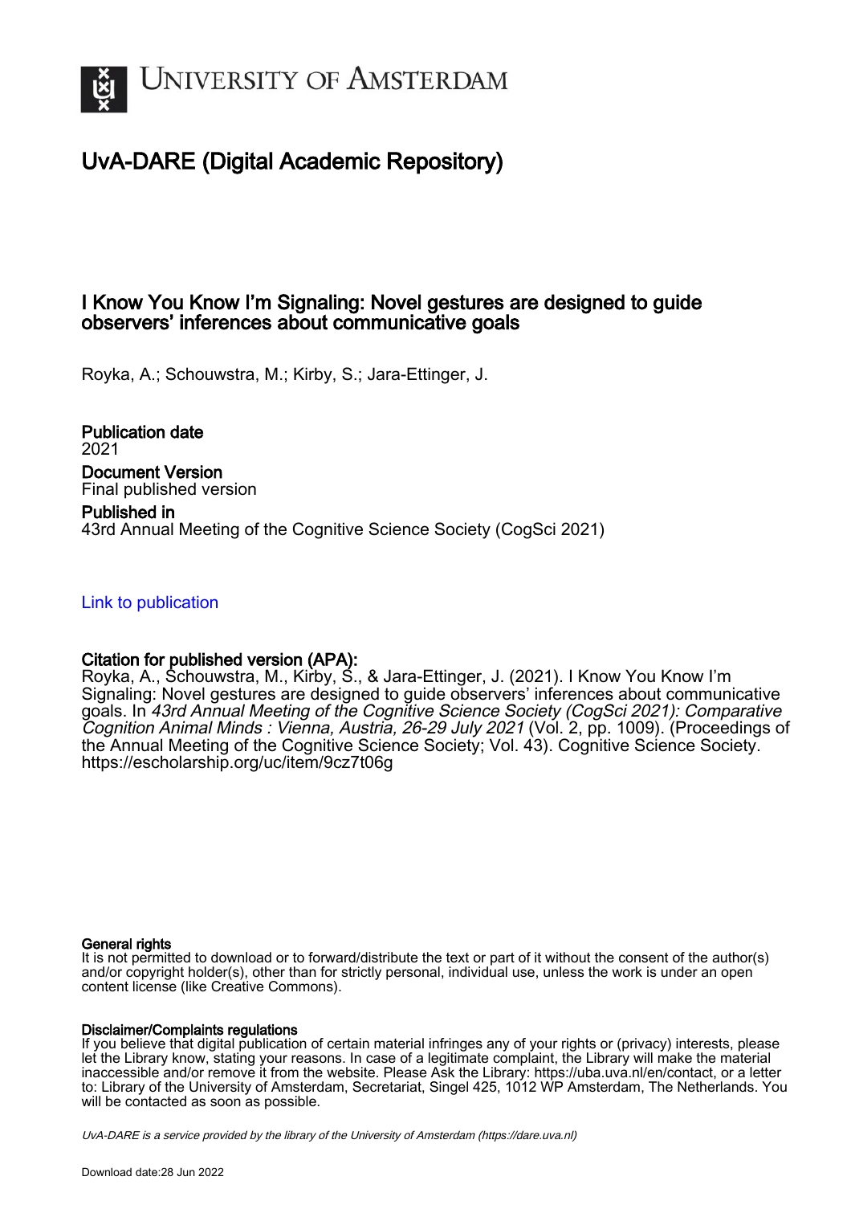# UNIVERSITY OF AMSTERDAM

## UvA-DARE (Digital Academic Repository)

### I Know You Know I'm Signaling: Novel gestures are designed to guide observers' inferences about communicative goals

Royka, A.; Schouwstra, M.; Kirby, S.; Jara-Ettinger, J.

**Publication date**
2021

**Document Version**
Final published version

**Published in**
43rd Annual Meeting of the Cognitive Science Society (CogSci 2021)

Link to publication

**Citation for published version (APA):**
Royka, A., Schouwstra, M., Kirby, S., & Jara-Ettinger, J. (2021). I Know You Know I'm Signaling: Novel gestures are designed to guide observers' inferences about communicative goals. In *43rd Annual Meeting of the Cognitive Science Society (CogSci 2021): Comparative Cognition Animal Minds : Vienna, Austria, 26-29 July 2021* (Vol. 2, pp. 1009). (Proceedings of the Annual Meeting of the Cognitive Science Society; Vol. 43). Cognitive Science Society. https://escholarship.org/uc/item/9cz7t06g

**General rights**
It is not permitted to download or to forward/distribute the text or part of it without the consent of the author(s) and/or copyright holder(s), other than for strictly personal, individual use, unless the work is under an open content license (like Creative Commons).

**Disclaimer/Complaints regulations**
If you believe that digital publication of certain material infringes any of your rights or (privacy) interests, please let the Library know, stating your reasons. In case of a legitimate complaint, the Library will make the material inaccessible and/or remove it from the website. Please Ask the Library: https://uba.uva.nl/en/contact, or a letter to: Library of the University of Amsterdam, Secretariat, Singel 425, 1012 WP Amsterdam, The Netherlands. You will be contacted as soon as possible.

UvA-DARE is a service provided by the library of the University of Amsterdam (https://dare.uva.nl)

Download date:28 Jun 2022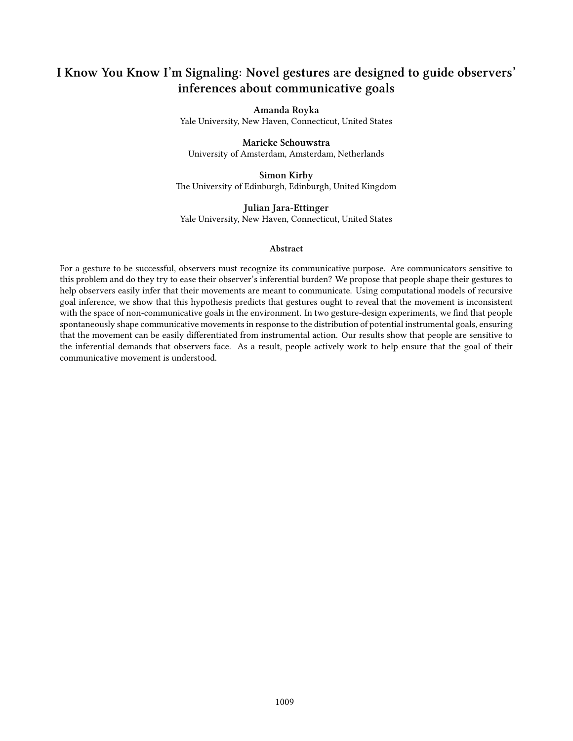# I Know You Know I'm Signaling: Novel gestures are designed to guide observers' inferences about communicative goals

**Amanda Royka**
Yale University, New Haven, Connecticut, United States

**Marieke Schouwstra**
University of Amsterdam, Amsterdam, Netherlands

**Simon Kirby**
The University of Edinburgh, Edinburgh, United Kingdom

**Julian Jara-Ettinger**
Yale University, New Haven, Connecticut, United States

### Abstract

For a gesture to be successful, observers must recognize its communicative purpose. Are communicators sensitive to this problem and do they try to ease their observer's inferential burden? We propose that people shape their gestures to help observers easily infer that their movements are meant to communicate. Using computational models of recursive goal inference, we show that this hypothesis predicts that gestures ought to reveal that the movement is inconsistent with the space of non-communicative goals in the environment. In two gesture-design experiments, we find that people spontaneously shape communicative movements in response to the distribution of potential instrumental goals, ensuring that the movement can be easily differentiated from instrumental action. Our results show that people are sensitive to the inferential demands that observers face. As a result, people actively work to help ensure that the goal of their communicative movement is understood.